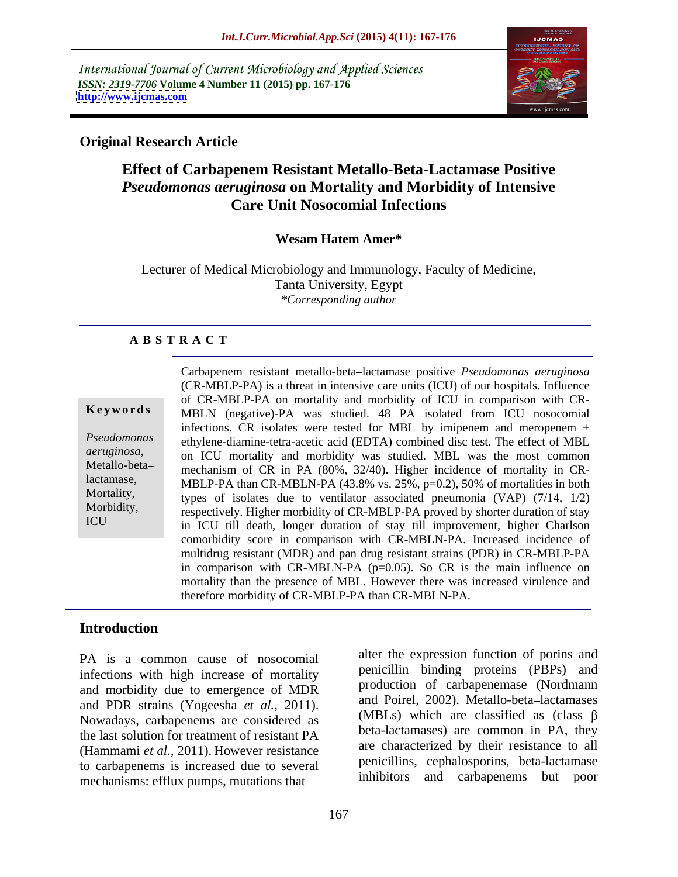*International Journal of Current Microbiology and Applied Sciences*
*ISSN: 2319-7706* **Volume 4 Number 11 (2015) pp. 167-176**
**http://www.ijcmas.com**

**Original Research Article**

# Effect of Carbapenem Resistant Metallo-Beta-Lactamase Positive *Pseudomonas aeruginosa* on Mortality and Morbidity of Intensive Care Unit Nosocomial Infections

**Wesam Hatem Amer***

Lecturer of Medical Microbiology and Immunology, Faculty of Medicine, Tanta University, Egypt
*\*Corresponding author*

## A B S T R A C T

**Keywords**

*Pseudomonas aeruginosa*, Metallo-beta–lactamase, Mortality, Morbidity, ICU

Carbapenem resistant metallo-beta–lactamase positive *Pseudomonas aeruginosa* (CR-MBLP-PA) is a threat in intensive care units (ICU) of our hospitals. Influence of CR-MBLP-PA on mortality and morbidity of ICU in comparison with CR-MBLN (negative)-PA was studied. 48 PA isolated from ICU nosocomial infections. CR isolates were tested for MBL by imipenem and meropenem + ethylene-diamine-tetra-acetic acid (EDTA) combined disc test. The effect of MBL on ICU mortality and morbidity was studied. MBL was the most common mechanism of CR in PA (80%, 32/40). Higher incidence of mortality in CR-MBLP-PA than CR-MBLN-PA (43.8% vs. 25%, p=0.2), 50% of mortalities in both types of isolates due to ventilator associated pneumonia (VAP) (7/14, 1/2) respectively. Higher morbidity of CR-MBLP-PA proved by shorter duration of stay in ICU till death, longer duration of stay till improvement, higher Charlson comorbidity score in comparison with CR-MBLN-PA. Increased incidence of multidrug resistant (MDR) and pan drug resistant strains (PDR) in CR-MBLP-PA in comparison with CR-MBLN-PA (p=0.05). So CR is the main influence on mortality than the presence of MBL. However there was increased virulence and therefore morbidity of CR-MBLP-PA than CR-MBLN-PA.

## Introduction

PA is a common cause of nosocomial infections with high increase of mortality and morbidity due to emergence of MDR and PDR strains (Yogeesha *et al.*, 2011). Nowadays, carbapenems are considered as the last solution for treatment of resistant PA (Hammami *et al.*, 2011). However resistance to carbapenems is increased due to several mechanisms: efflux pumps, mutations that alter the expression function of porins and penicillin binding proteins (PBPs) and production of carbapenemase (Nordmann and Poirel, 2002). Metallo-beta–lactamases (MBLs) which are classified as (class β beta-lactamases) are common in PA, they are characterized by their resistance to all penicillins, cephalosporins, beta-lactamase inhibitors and carbapenems but poor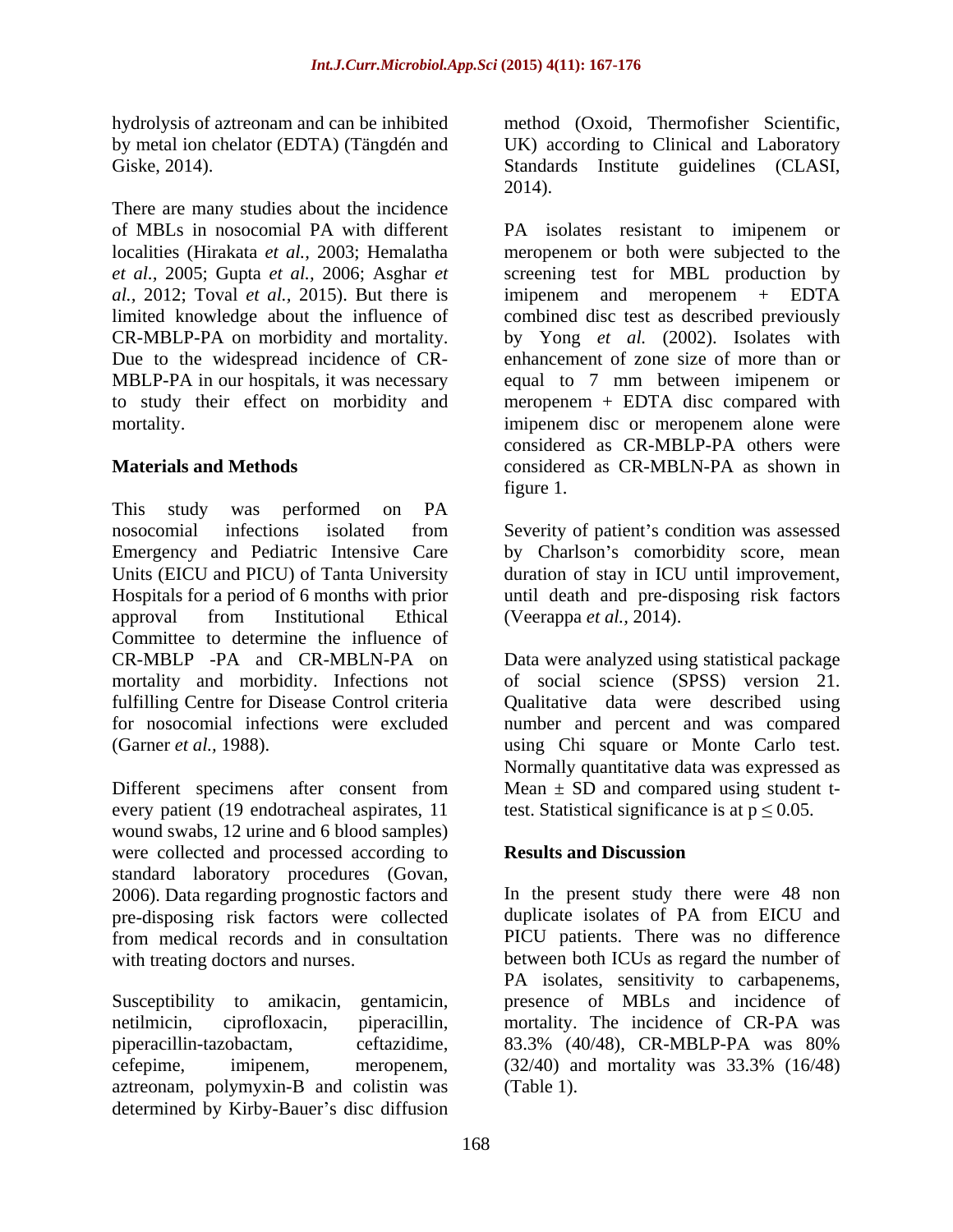hydrolysis of aztreonam and can be inhibited by metal ion chelator (EDTA) (Tängdén and Giske, 2014).

There are many studies about the incidence of MBLs in nosocomial PA with different localities (Hirakata *et al.,* 2003; Hemalatha *et al.,* 2005; Gupta *et al.,* 2006; Asghar *et al.,* 2012; Toval *et al.,* 2015). But there is limited knowledge about the influence of CR-MBLP-PA on morbidity and mortality. Due to the widespread incidence of CR-MBLP-PA in our hospitals, it was necessary to study their effect on morbidity and mortality.

## Materials and Methods

This study was performed on PA nosocomial infections isolated from Emergency and Pediatric Intensive Care Units (EICU and PICU) of Tanta University Hospitals for a period of 6 months with prior approval from Institutional Ethical Committee to determine the influence of CR-MBLP -PA and CR-MBLN-PA on mortality and morbidity. Infections not fulfilling Centre for Disease Control criteria for nosocomial infections were excluded (Garner *et al.,* 1988).

Different specimens after consent from every patient (19 endotracheal aspirates, 11 wound swabs, 12 urine and 6 blood samples) were collected and processed according to standard laboratory procedures (Govan, 2006). Data regarding prognostic factors and pre-disposing risk factors were collected from medical records and in consultation with treating doctors and nurses.

Susceptibility to amikacin, gentamicin, netilmicin, ciprofloxacin, piperacillin, piperacillin-tazobactam, ceftazidime, cefepime, imipenem, meropenem, aztreonam, polymyxin-B and colistin was determined by Kirby-Bauer's disc diffusion method (Oxoid, Thermofisher Scientific, UK) according to Clinical and Laboratory Standards Institute guidelines (CLASI, 2014).

PA isolates resistant to imipenem or meropenem or both were subjected to the screening test for MBL production by imipenem and meropenem + EDTA combined disc test as described previously by Yong *et al.* (2002). Isolates with enhancement of zone size of more than or equal to 7 mm between imipenem or meropenem + EDTA disc compared with imipenem disc or meropenem alone were considered as CR-MBLP-PA others were considered as CR-MBLN-PA as shown in figure 1.

Severity of patient's condition was assessed by Charlson's comorbidity score, mean duration of stay in ICU until improvement, until death and pre-disposing risk factors (Veerappa *et al.,* 2014).

Data were analyzed using statistical package of social science (SPSS) version 21. Qualitative data were described using number and percent and was compared using Chi square or Monte Carlo test. Normally quantitative data was expressed as Mean ± SD and compared using student t-test. Statistical significance is at $p \leq 0.05$.

## Results and Discussion

In the present study there were 48 non duplicate isolates of PA from EICU and PICU patients. There was no difference between both ICUs as regard the number of PA isolates, sensitivity to carbapenems, presence of MBLs and incidence of mortality. The incidence of CR-PA was 83.3% (40/48), CR-MBLP-PA was 80% (32/40) and mortality was 33.3% (16/48) (Table 1).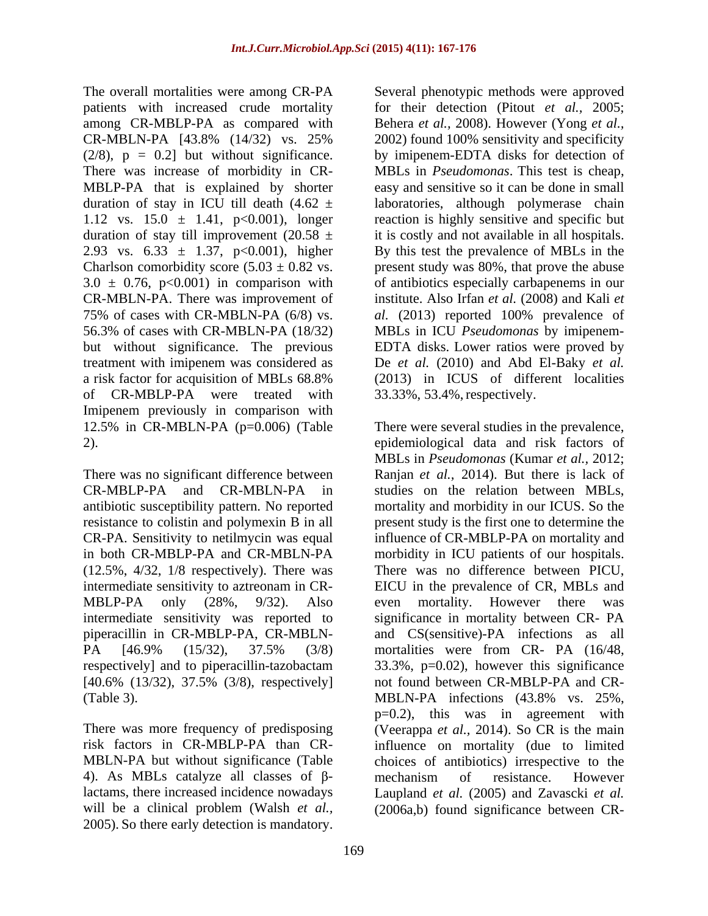The overall mortalities were among CR-PA patients with increased crude mortality among CR-MBLP-PA as compared with CR-MBLN-PA [43.8% (14/32) vs. 25% (2/8), p = 0.2] but without significance. There was increase of morbidity in CR-MBLP-PA that is explained by shorter duration of stay in ICU till death (4.62 ± 1.12 vs. 15.0 ± 1.41, p<0.001), longer duration of stay till improvement (20.58 ± 2.93 vs. 6.33 ± 1.37, p<0.001), higher Charlson comorbidity score (5.03 ± 0.82 vs. 3.0 ± 0.76, p<0.001) in comparison with CR-MBLN-PA. There was improvement of 75% of cases with CR-MBLN-PA (6/8) vs. 56.3% of cases with CR-MBLN-PA (18/32) but without significance. The previous treatment with imipenem was considered as a risk factor for acquisition of MBLs 68.8% of CR-MBLP-PA were treated with Imipenem previously in comparison with 12.5% in CR-MBLN-PA (p=0.006) (Table 2).

There was no significant difference between CR-MBLP-PA and CR-MBLN-PA in antibiotic susceptibility pattern. No reported resistance to colistin and polymexin B in all CR-PA. Sensitivity to netilmycin was equal in both CR-MBLP-PA and CR-MBLN-PA (12.5%, 4/32, 1/8 respectively). There was intermediate sensitivity to aztreonam in CR-MBLP-PA only (28%, 9/32). Also intermediate sensitivity was reported to piperacillin in CR-MBLP-PA, CR-MBLN-PA [46.9% (15/32), 37.5% (3/8) respectively] and to piperacillin-tazobactam [40.6% (13/32), 37.5% (3/8), respectively] (Table 3).

There was more frequency of predisposing risk factors in CR-MBLP-PA than CR-MBLN-PA but without significance (Table 4). As MBLs catalyze all classes of β-lactams, there increased incidence nowadays will be a clinical problem (Walsh *et al.,* 2005). So there early detection is mandatory. Several phenotypic methods were approved for their detection (Pitout *et al.*, 2005; Behera *et al.,* 2008). However (Yong *et al.,* 2002) found 100% sensitivity and specificity by imipenem-EDTA disks for detection of MBLs in *Pseudomonas*. This test is cheap, easy and sensitive so it can be done in small laboratories, although polymerase chain reaction is highly sensitive and specific but it is costly and not available in all hospitals. By this test the prevalence of MBLs in the present study was 80%, that prove the abuse of antibiotics especially carbapenems in our institute. Also Irfan *et al.* (2008) and Kali *et al.* (2013) reported 100% prevalence of MBLs in ICU *Pseudomonas* by imipenem-EDTA disks. Lower ratios were proved by De *et al.* (2010) and Abd El-Baky *et al.* (2013) in ICUS of different localities 33.33%, 53.4%, respectively.

There were several studies in the prevalence, epidemiological data and risk factors of MBLs in *Pseudomonas* (Kumar *et al.*, 2012; Ranjan *et al.,* 2014). But there is lack of studies on the relation between MBLs, mortality and morbidity in our ICUS. So the present study is the first one to determine the influence of CR-MBLP-PA on mortality and morbidity in ICU patients of our hospitals. There was no difference between PICU, EICU in the prevalence of CR, MBLs and even mortality. However there was significance in mortality between CR- PA and CS(sensitive)-PA infections as all mortalities were from CR- PA (16/48, 33.3%, p=0.02), however this significance not found between CR-MBLP-PA and CR-MBLN-PA infections (43.8% vs. 25%, p=0.2), this was in agreement with (Veerappa *et al.,* 2014). So CR is the main influence on mortality (due to limited choices of antibiotics) irrespective to the mechanism of resistance. However Laupland *et al.* (2005) and Zavascki *et al.* (2006a,b) found significance between CR-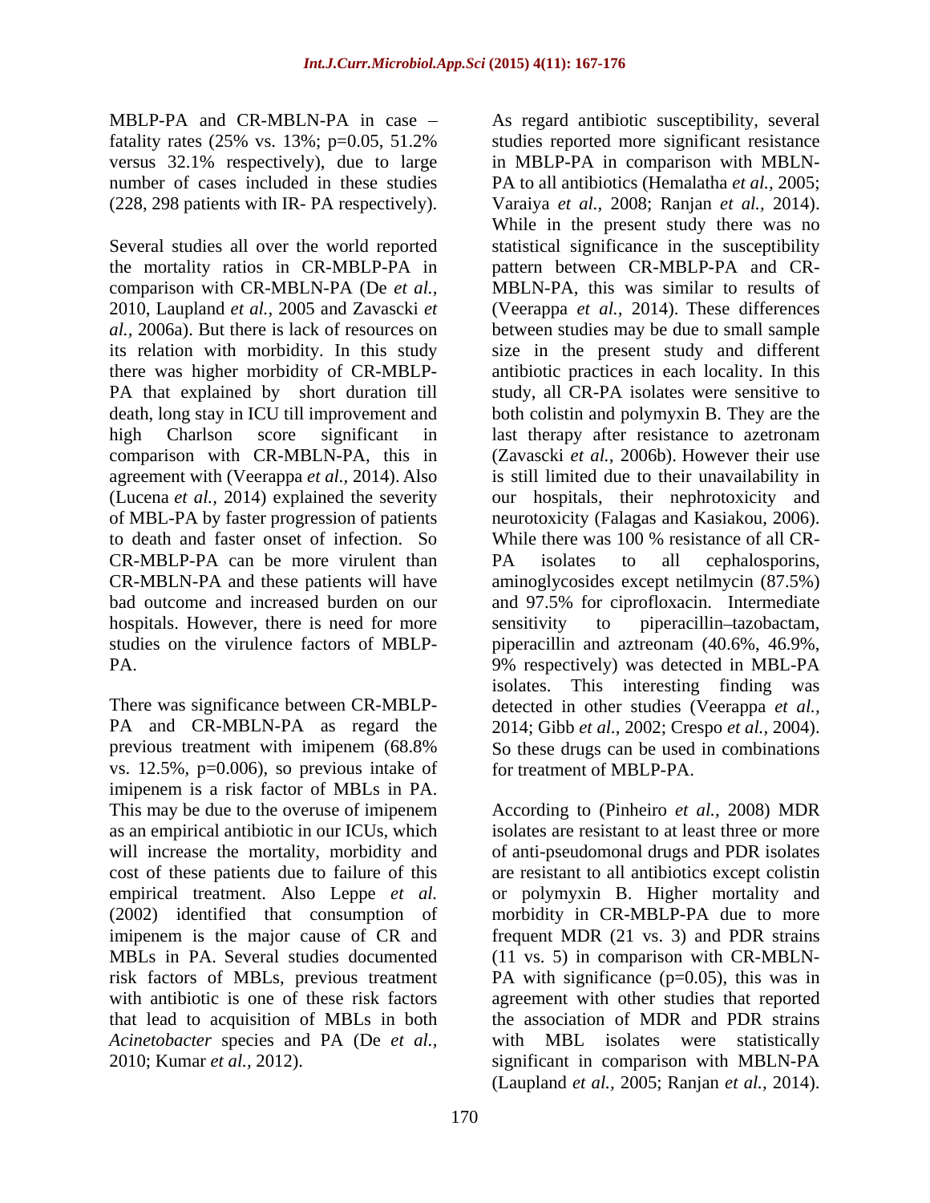MBLP-PA and CR-MBLN-PA in case – fatality rates (25% vs. 13%; p=0.05, 51.2% versus 32.1% respectively), due to large number of cases included in these studies (228, 298 patients with IR- PA respectively).

Several studies all over the world reported the mortality ratios in CR-MBLP-PA in comparison with CR-MBLN-PA (De *et al.,* 2010, Laupland *et al.,* 2005 and Zavascki *et al.,* 2006a). But there is lack of resources on its relation with morbidity. In this study there was higher morbidity of CR-MBLP-PA that explained by short duration till death, long stay in ICU till improvement and high Charlson score significant in comparison with CR-MBLN-PA, this in agreement with (Veerappa *et al.,* 2014). Also (Lucena *et al.,* 2014) explained the severity of MBL-PA by faster progression of patients to death and faster onset of infection. So CR-MBLP-PA can be more virulent than CR-MBLN-PA and these patients will have bad outcome and increased burden on our hospitals. However, there is need for more studies on the virulence factors of MBLP-PA.

There was significance between CR-MBLP-PA and CR-MBLN-PA as regard the previous treatment with imipenem (68.8% vs. 12.5%, p=0.006), so previous intake of imipenem is a risk factor of MBLs in PA. This may be due to the overuse of imipenem as an empirical antibiotic in our ICUs, which will increase the mortality, morbidity and cost of these patients due to failure of this empirical treatment. Also Leppe *et al.* (2002) identified that consumption of imipenem is the major cause of CR and MBLs in PA. Several studies documented risk factors of MBLs, previous treatment with antibiotic is one of these risk factors that lead to acquisition of MBLs in both *Acinetobacter* species and PA (De *et al.,* 2010; Kumar *et al.,* 2012).

As regard antibiotic susceptibility, several studies reported more significant resistance in MBLP-PA in comparison with MBLN-PA to all antibiotics (Hemalatha *et al.,* 2005; Varaiya *et al.,* 2008; Ranjan *et al.,* 2014). While in the present study there was no statistical significance in the susceptibility pattern between CR-MBLP-PA and CR-MBLN-PA, this was similar to results of (Veerappa *et al.,* 2014). These differences between studies may be due to small sample size in the present study and different antibiotic practices in each locality. In this study, all CR-PA isolates were sensitive to both colistin and polymyxin B. They are the last therapy after resistance to azetronam (Zavascki *et al.,* 2006b). However their use is still limited due to their unavailability in our hospitals, their nephrotoxicity and neurotoxicity (Falagas and Kasiakou, 2006). While there was 100 % resistance of all CR-PA isolates to all cephalosporins, aminoglycosides except netilmycin (87.5%) and 97.5% for ciprofloxacin. Intermediate sensitivity to piperacillin–tazobactam, piperacillin and aztreonam (40.6%, 46.9%, 9% respectively) was detected in MBL-PA isolates. This interesting finding was detected in other studies (Veerappa *et al.,* 2014; Gibb *et al.,* 2002; Crespo *et al.,* 2004). So these drugs can be used in combinations for treatment of MBLP-PA.

According to (Pinheiro *et al.,* 2008) MDR isolates are resistant to at least three or more of anti-pseudomonal drugs and PDR isolates are resistant to all antibiotics except colistin or polymyxin B. Higher mortality and morbidity in CR-MBLP-PA due to more frequent MDR (21 vs. 3) and PDR strains (11 vs. 5) in comparison with CR-MBLN-PA with significance (p=0.05), this was in agreement with other studies that reported the association of MDR and PDR strains with MBL isolates were statistically significant in comparison with MBLN-PA (Laupland *et al.,* 2005; Ranjan *et al.,* 2014).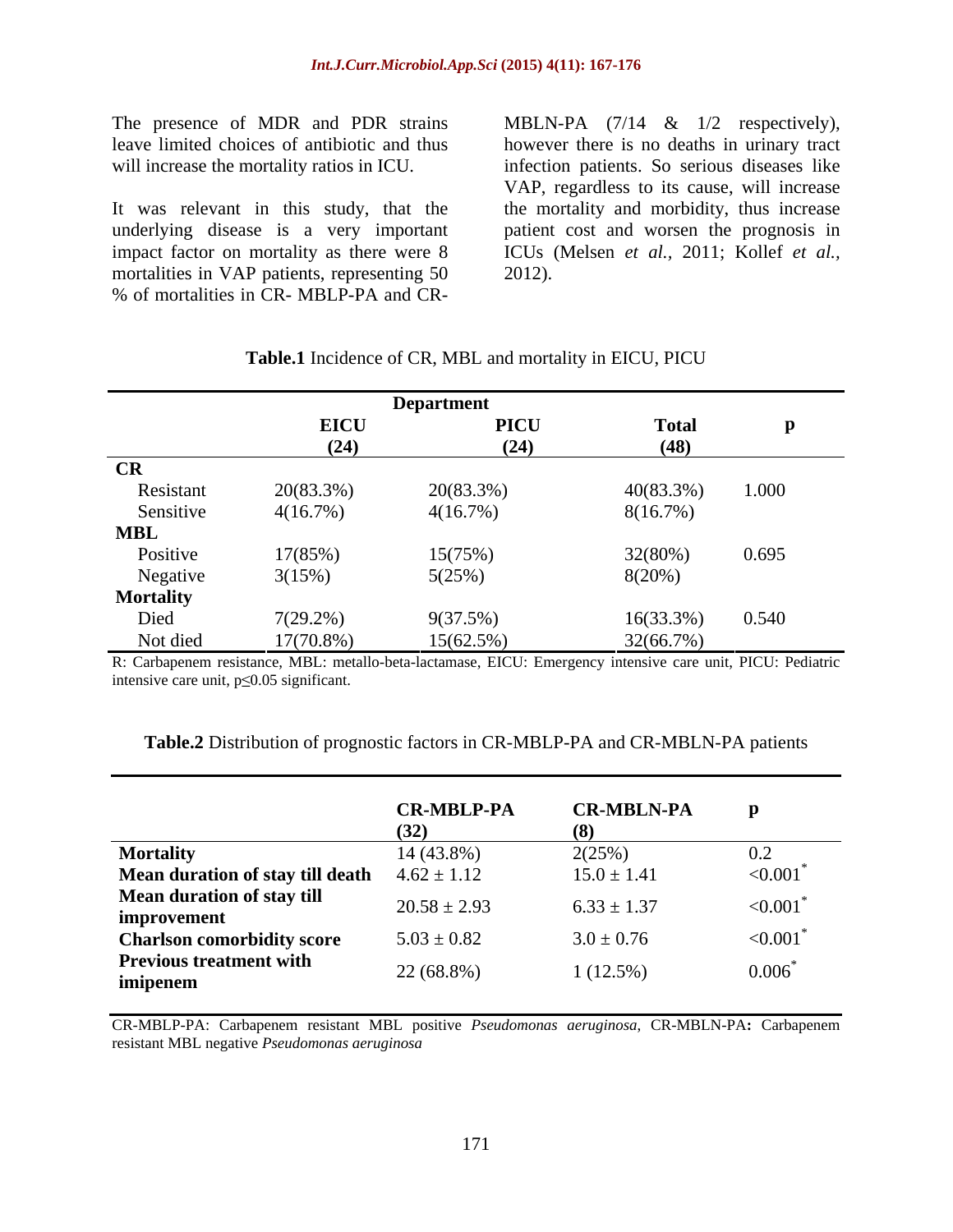The presence of MDR and PDR strains leave limited choices of antibiotic and thus will increase the mortality ratios in ICU.

It was relevant in this study, that the underlying disease is a very important impact factor on mortality as there were 8 mortalities in VAP patients, representing 50 % of mortalities in CR- MBLP-PA and CR-MBLN-PA (7/14 & 1/2 respectively), however there is no deaths in urinary tract infection patients. So serious diseases like VAP, regardless to its cause, will increase the mortality and morbidity, thus increase patient cost and worsen the prognosis in ICUs (Melsen *et al.,* 2011; Kollef *et al.,* 2012).

**Table.1** Incidence of CR, MBL and mortality in EICU, PICU

| | Department | | | |
|---|---|---|---|---|
| | **EICU (24)** | **PICU (24)** | **Total (48)** | **p** |
| **CR** | | | | |
| Resistant | 20(83.3%) | 20(83.3%) | 40(83.3%) | 1.000 |
| Sensitive | 4(16.7%) | 4(16.7%) | 8(16.7%) | |
| **MBL** | | | | |
| Positive | 17(85%) | 15(75%) | 32(80%) | 0.695 |
| Negative | 3(15%) | 5(25%) | 8(20%) | |
| **Mortality** | | | | |
| Died | 7(29.2%) | 9(37.5%) | 16(33.3%) | 0.540 |
| Not died | 17(70.8%) | 15(62.5%) | 32(66.7%) | |

R: Carbapenem resistance, MBL: metallo-beta-lactamase, EICU: Emergency intensive care unit, PICU: Pediatric intensive care unit, $p \leq 0.05$ significant.

**Table.2** Distribution of prognostic factors in CR-MBLP-PA and CR-MBLN-PA patients

| | **CR-MBLP-PA (32)** | **CR-MBLN-PA (8)** | **p** |
|---|---|---|---|
| **Mortality** | 14 (43.8%) | 2(25%) | 0.2 |
| **Mean duration of stay till death** | $4.62 \pm 1.12$ | $15.0 \pm 1.41$ | $<0.001^{*}$ |
| **Mean duration of stay till improvement** | $20.58 \pm 2.93$ | $6.33 \pm 1.37$ | $<0.001^{*}$ |
| **Charlson comorbidity score** | $5.03 \pm 0.82$ | $3.0 \pm 0.76$ | $<0.001^{*}$ |
| **Previous treatment with imipenem** | 22 (68.8%) | 1 (12.5%) | $0.006^{*}$ |

CR-MBLP-PA: Carbapenem resistant MBL positive *Pseudomonas aeruginosa*, CR-MBLN-PA**:** Carbapenem resistant MBL negative *Pseudomonas aeruginosa*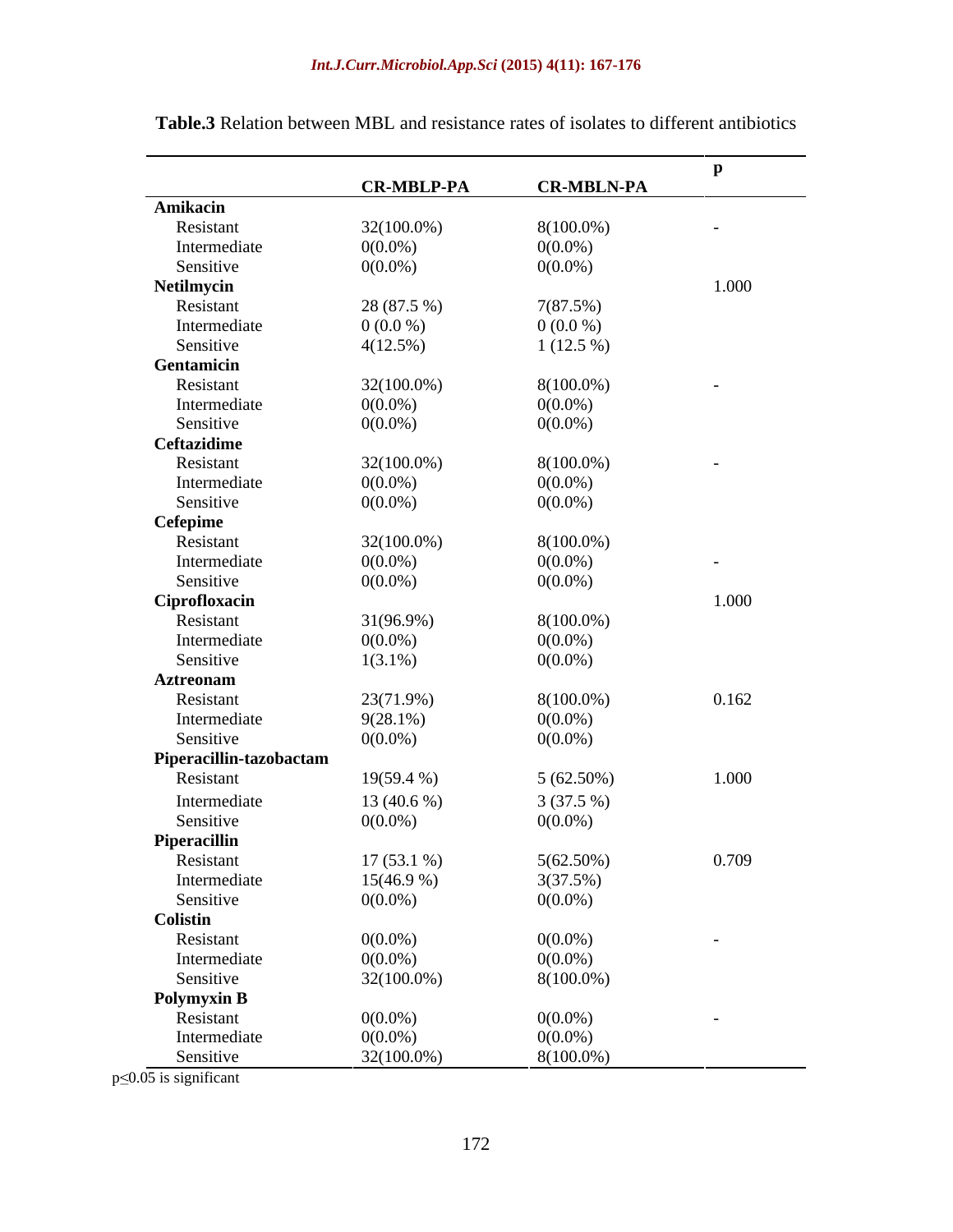**Table.3** Relation between MBL and resistance rates of isolates to different antibiotics

| | CR-MBLP-PA | CR-MBLN-PA | p |
|---|---|---|---|
| **Amikacin** | | | |
| Resistant | 32(100.0%) | 8(100.0%) | - |
| Intermediate | 0(0.0%) | 0(0.0%) | |
| Sensitive | 0(0.0%) | 0(0.0%) | |
| **Netilmycin** | | | 1.000 |
| Resistant | 28 (87.5 %) | 7(87.5%) | |
| Intermediate | 0 (0.0 %) | 0 (0.0 %) | |
| Sensitive | 4(12.5%) | 1 (12.5 %) | |
| **Gentamicin** | | | |
| Resistant | 32(100.0%) | 8(100.0%) | - |
| Intermediate | 0(0.0%) | 0(0.0%) | |
| Sensitive | 0(0.0%) | 0(0.0%) | |
| **Ceftazidime** | | | |
| Resistant | 32(100.0%) | 8(100.0%) | - |
| Intermediate | 0(0.0%) | 0(0.0%) | |
| Sensitive | 0(0.0%) | 0(0.0%) | |
| **Cefepime** | | | |
| Resistant | 32(100.0%) | 8(100.0%) | |
| Intermediate | 0(0.0%) | 0(0.0%) | - |
| Sensitive | 0(0.0%) | 0(0.0%) | |
| **Ciprofloxacin** | | | 1.000 |
| Resistant | 31(96.9%) | 8(100.0%) | |
| Intermediate | 0(0.0%) | 0(0.0%) | |
| Sensitive | 1(3.1%) | 0(0.0%) | |
| **Aztreonam** | | | |
| Resistant | 23(71.9%) | 8(100.0%) | 0.162 |
| Intermediate | 9(28.1%) | 0(0.0%) | |
| Sensitive | 0(0.0%) | 0(0.0%) | |
| **Piperacillin-tazobactam** | | | |
| Resistant | 19(59.4 %) | 5 (62.50%) | 1.000 |
| Intermediate | 13 (40.6 %) | 3 (37.5 %) | |
| Sensitive | 0(0.0%) | 0(0.0%) | |
| **Piperacillin** | | | |
| Resistant | 17 (53.1 %) | 5(62.50%) | 0.709 |
| Intermediate | 15(46.9 %) | 3(37.5%) | |
| Sensitive | 0(0.0%) | 0(0.0%) | |
| **Colistin** | | | |
| Resistant | 0(0.0%) | 0(0.0%) | - |
| Intermediate | 0(0.0%) | 0(0.0%) | |
| Sensitive | 32(100.0%) | 8(100.0%) | |
| **Polymyxin B** | | | |
| Resistant | 0(0.0%) | 0(0.0%) | - |
| Intermediate | 0(0.0%) | 0(0.0%) | |
| Sensitive | 32(100.0%) | 8(100.0%) | |

$p \leq 0.05$ is significant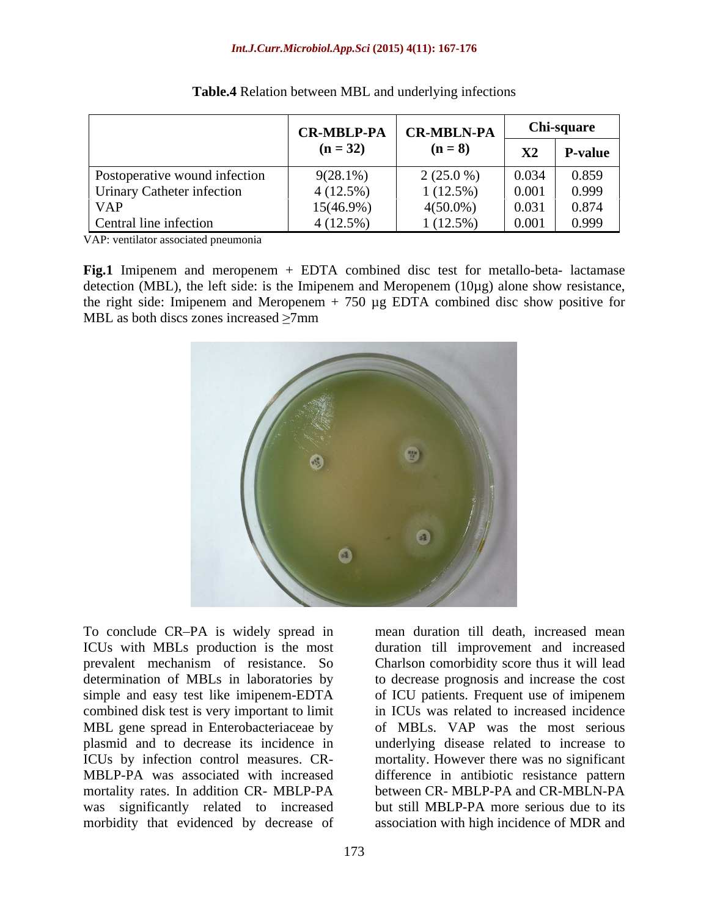**Table.4** Relation between MBL and underlying infections

| | CR-MBLP-PA (n = 32) | CR-MBLN-PA (n = 8) | Chi-square | |
|---|---|---|---|---|
| | | | X2 | P-value |
| Postoperative wound infection | 9(28.1%) | 2 (25.0 %) | 0.034 | 0.859 |
| Urinary Catheter infection | 4 (12.5%) | 1 (12.5%) | 0.001 | 0.999 |
| VAP | 15(46.9%) | 4(50.0%) | 0.031 | 0.874 |
| Central line infection | 4 (12.5%) | 1 (12.5%) | 0.001 | 0.999 |

VAP: ventilator associated pneumonia

**Fig.1** Imipenem and meropenem + EDTA combined disc test for metallo-beta- lactamase detection (MBL), the left side: is the Imipenem and Meropenem (10µg) alone show resistance, the right side: Imipenem and Meropenem + 750 µg EDTA combined disc show positive for MBL as both discs zones increased ≥7mm

To conclude CR–PA is widely spread in ICUs with MBLs production is the most prevalent mechanism of resistance. So determination of MBLs in laboratories by simple and easy test like imipenem-EDTA combined disk test is very important to limit MBL gene spread in Enterobacteriaceae by plasmid and to decrease its incidence in ICUs by infection control measures. CR-MBLP-PA was associated with increased mortality rates. In addition CR- MBLP-PA was significantly related to increased morbidity that evidenced by decrease of mean duration till death, increased mean duration till improvement and increased Charlson comorbidity score thus it will lead to decrease prognosis and increase the cost of ICU patients. Frequent use of imipenem in ICUs was related to increased incidence of MBLs. VAP was the most serious underlying disease related to increase to mortality. However there was no significant difference in antibiotic resistance pattern between CR- MBLP-PA and CR-MBLN-PA but still MBLP-PA more serious due to its association with high incidence of MDR and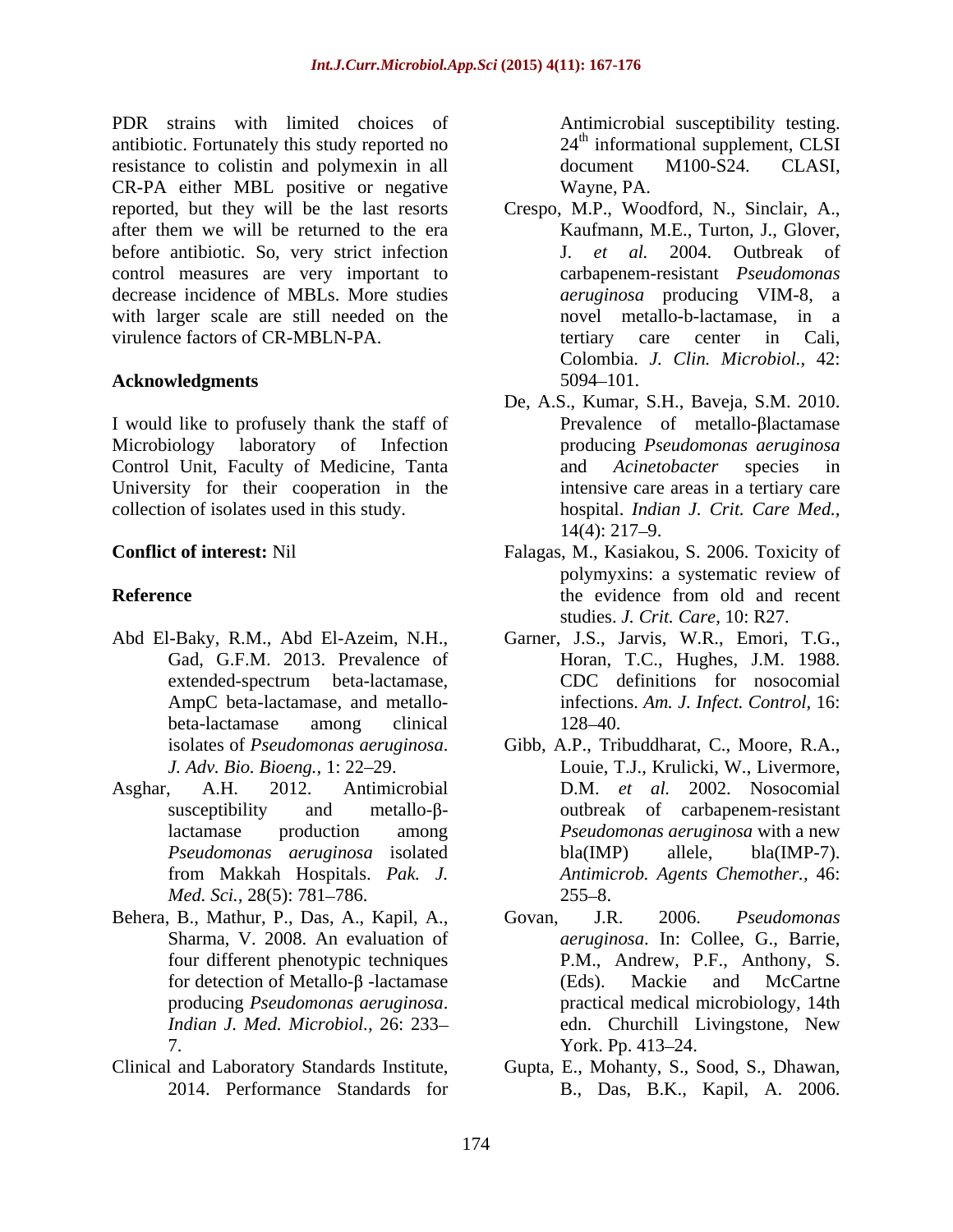PDR strains with limited choices of antibiotic. Fortunately this study reported no resistance to colistin and polymexin in all CR-PA either MBL positive or negative reported, but they will be the last resorts after them we will be returned to the era before antibiotic. So, very strict infection control measures are very important to decrease incidence of MBLs. More studies with larger scale are still needed on the virulence factors of CR-MBLN-PA.

## Acknowledgments

I would like to profusely thank the staff of Microbiology laboratory of Infection Control Unit, Faculty of Medicine, Tanta University for their cooperation in the collection of isolates used in this study.

**Conflict of interest:** Nil

## Reference

Abd El-Baky, R.M., Abd El-Azeim, N.H., Gad, G.F.M. 2013. Prevalence of extended-spectrum beta-lactamase, AmpC beta-lactamase, and metallo-beta-lactamase among clinical isolates of *Pseudomonas aeruginosa*. *J. Adv. Bio. Bioeng.,* 1: 22–29.

Asghar, A.H. 2012. Antimicrobial susceptibility and metallo-β-lactamase production among *Pseudomonas aeruginosa* isolated from Makkah Hospitals. *Pak. J. Med. Sci.,* 28(5): 781–786.

Behera, B., Mathur, P., Das, A., Kapil, A., Sharma, V. 2008. An evaluation of four different phenotypic techniques for detection of Metallo-β -lactamase producing *Pseudomonas aeruginosa*. *Indian J. Med. Microbiol.,* 26: 233–7.

Clinical and Laboratory Standards Institute, 2014. Performance Standards for Antimicrobial susceptibility testing. 24[th] informational supplement, CLSI document M100-S24. CLASI, Wayne, PA.

Crespo, M.P., Woodford, N., Sinclair, A., Kaufmann, M.E., Turton, J., Glover, J. *et al.* 2004. Outbreak of carbapenem-resistant *Pseudomonas aeruginosa* producing VIM-8, a novel metallo-b-lactamase, in a tertiary care center in Cali, Colombia. *J. Clin. Microbiol.,* 42: 5094–101.

De, A.S., Kumar, S.H., Baveja, S.M. 2010. Prevalence of metallo-βlactamase producing *Pseudomonas aeruginosa* and *Acinetobacter* species in intensive care areas in a tertiary care hospital. *Indian J. Crit. Care Med.,* 14(4): 217–9.

Falagas, M., Kasiakou, S. 2006. Toxicity of polymyxins: a systematic review of the evidence from old and recent studies. *J. Crit. Care,* 10: R27.

Garner, J.S., Jarvis, W.R., Emori, T.G., Horan, T.C., Hughes, J.M. 1988. CDC definitions for nosocomial infections. *Am. J. Infect. Control,* 16: 128–40.

Gibb, A.P., Tribuddharat, C., Moore, R.A., Louie, T.J., Krulicki, W., Livermore, D.M. *et al.* 2002. Nosocomial outbreak of carbapenem-resistant *Pseudomonas aeruginosa* with a new bla(IMP) allele, bla(IMP-7). *Antimicrob. Agents Chemother.,* 46: 255–8.

Govan, J.R. 2006. *Pseudomonas aeruginosa*. In: Collee, G., Barrie, P.M., Andrew, P.F., Anthony, S. (Eds). Mackie and McCartne practical medical microbiology, 14th edn. Churchill Livingstone, New York. Pp. 413–24.

Gupta, E., Mohanty, S., Sood, S., Dhawan, B., Das, B.K., Kapil, A. 2006.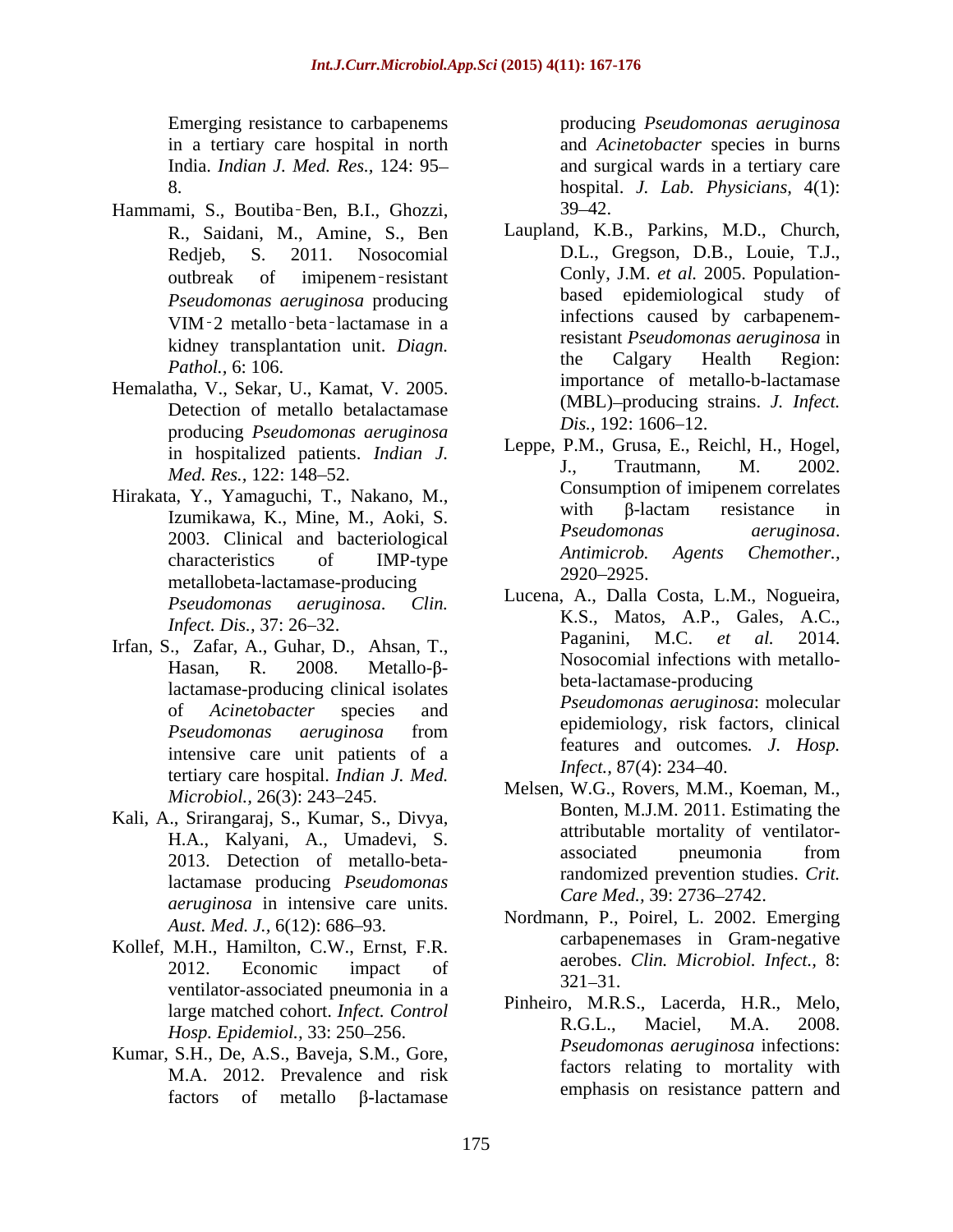Emerging resistance to carbapenems in a tertiary care hospital in north India. *Indian J. Med. Res.,* 124: 95–8.

Hammami, S., Boutiba‑Ben, B.I., Ghozzi, R., Saidani, M., Amine, S., Ben Redjeb, S. 2011. Nosocomial outbreak of imipenem‑resistant *Pseudomonas aeruginosa* producing VIM‑2 metallo‑beta‑lactamase in a kidney transplantation unit. *Diagn. Pathol.,* 6: 106.

Hemalatha, V., Sekar, U., Kamat, V. 2005. Detection of metallo betalactamase producing *Pseudomonas aeruginosa* in hospitalized patients. *Indian J. Med. Res.*, 122: 148–52.

Hirakata, Y., Yamaguchi, T., Nakano, M., Izumikawa, K., Mine, M., Aoki, S. 2003. Clinical and bacteriological characteristics of IMP-type metallobeta-lactamase-producing *Pseudomonas aeruginosa*. *Clin. Infect. Dis.*, 37: 26–32.

Irfan, S., Zafar, A., Guhar, D., Ahsan, T., Hasan, R. 2008. Metallo-β-lactamase-producing clinical isolates of *Acinetobacter* species and *Pseudomonas aeruginosa* from intensive care unit patients of a tertiary care hospital. *Indian J. Med. Microbiol.*, 26(3): 243–245.

Kali, A., Srirangaraj, S., Kumar, S., Divya, H.A., Kalyani, A., Umadevi, S. 2013. Detection of metallo-beta-lactamase producing *Pseudomonas aeruginosa* in intensive care units. *Aust. Med. J.*, 6(12): 686–93.

Kollef, M.H., Hamilton, C.W., Ernst, F.R. 2012. Economic impact of ventilator-associated pneumonia in a large matched cohort. *Infect. Control Hosp. Epidemiol.,* 33: 250–256.

Kumar, S.H., De, A.S., Baveja, S.M., Gore, M.A. 2012. Prevalence and risk factors of metallo β-lactamase producing *Pseudomonas aeruginosa* and *Acinetobacter* species in burns and surgical wards in a tertiary care hospital. *J. Lab. Physicians,* 4(1): 39–42.

Laupland, K.B., Parkins, M.D., Church, D.L., Gregson, D.B., Louie, T.J., Conly, J.M. *et al.* 2005. Population-based epidemiological study of infections caused by carbapenem-resistant *Pseudomonas aeruginosa* in the Calgary Health Region: importance of metallo-b-lactamase (MBL)–producing strains. *J. Infect. Dis.,* 192: 1606–12.

Leppe, P.M., Grusa, E., Reichl, H., Hogel, J., Trautmann, M. 2002. Consumption of imipenem correlates with β-lactam resistance in *Pseudomonas aeruginosa*. *Antimicrob. Agents Chemother.,* 2920–2925.

Lucena, A., Dalla Costa, L.M., Nogueira, K.S., Matos, A.P., Gales, A.C., Paganini, M.C. *et al.* 2014. Nosocomial infections with metallo-beta-lactamase-producing *Pseudomonas aeruginosa*: molecular epidemiology, risk factors, clinical features and outcomes*. J. Hosp. Infect.,* 87(4): 234–40.

Melsen, W.G., Rovers, M.M., Koeman, M., Bonten, M.J.M. 2011. Estimating the attributable mortality of ventilator-associated pneumonia from randomized prevention studies. *Crit. Care Med.,* 39: 2736–2742.

Nordmann, P., Poirel, L. 2002. Emerging carbapenemases in Gram-negative aerobes. *Clin. Microbiol. Infect.,* 8: 321–31.

Pinheiro, M.R.S., Lacerda, H.R., Melo, R.G.L., Maciel, M.A. 2008. *Pseudomonas aeruginosa* infections: factors relating to mortality with emphasis on resistance pattern and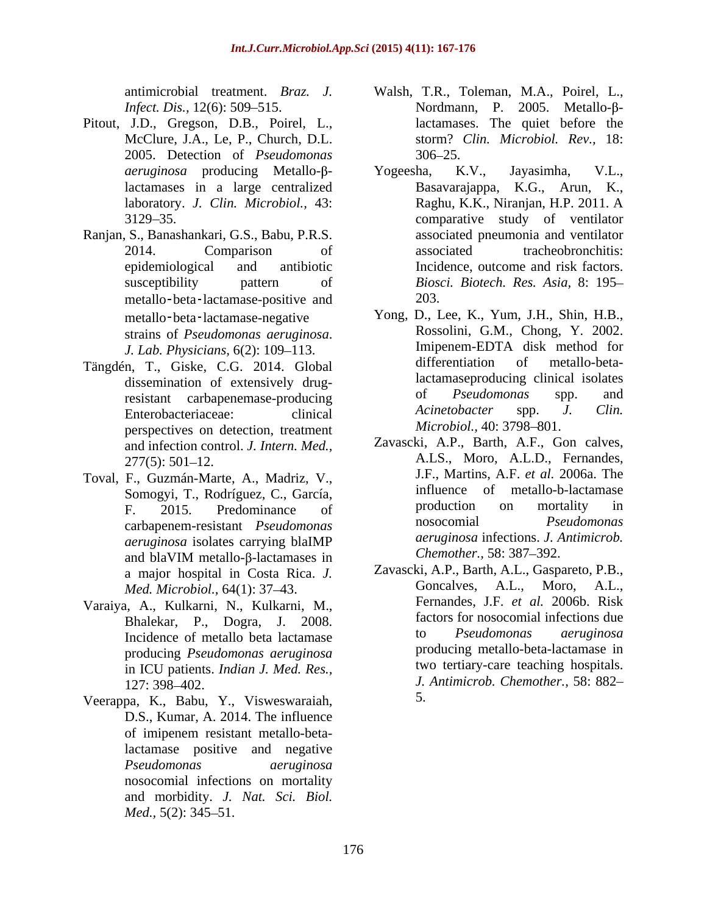antimicrobial treatment. *Braz. J. Infect. Dis.,* 12(6): 509–515.

Pitout, J.D., Gregson, D.B., Poirel, L., McClure, J.A., Le, P., Church, D.L. 2005. Detection of *Pseudomonas aeruginosa* producing Metallo-β-lactamases in a large centralized laboratory. *J. Clin. Microbiol.,* 43: 3129–35.

Ranjan, S., Banashankari, G.S., Babu, P.R.S. 2014. Comparison of epidemiological and antibiotic susceptibility pattern of metallo-beta-lactamase-positive and metallo-beta-lactamase-negative strains of *Pseudomonas aeruginosa*. *J. Lab. Physicians,* 6(2): 109–113.

Tängdén, T., Giske, C.G. 2014. Global dissemination of extensively drug-resistant carbapenemase-producing Enterobacteriaceae: clinical perspectives on detection, treatment and infection control. *J. Intern. Med.,* 277(5): 501–12.

Toval, F., Guzmán-Marte, A., Madriz, V., Somogyi, T., Rodríguez, C., García, F. 2015. Predominance of carbapenem-resistant *Pseudomonas aeruginosa* isolates carrying blaIMP and blaVIM metallo-β-lactamases in a major hospital in Costa Rica. *J. Med. Microbiol.,* 64(1): 37–43.

Varaiya, A., Kulkarni, N., Kulkarni, M., Bhalekar, P., Dogra, J. 2008. Incidence of metallo beta lactamase producing *Pseudomonas aeruginosa* in ICU patients. *Indian J. Med. Res.,* 127: 398–402.

Veerappa, K., Babu, Y., Visweswaraiah, D.S., Kumar, A. 2014. The influence of imipenem resistant metallo-beta-lactamase positive and negative *Pseudomonas aeruginosa* nosocomial infections on mortality and morbidity. *J. Nat. Sci. Biol. Med.,* 5(2): 345–51.

Walsh, T.R., Toleman, M.A., Poirel, L., Nordmann, P. 2005. Metallo-β-lactamases. The quiet before the storm? *Clin. Microbiol. Rev.,* 18: 306–25.

Yogeesha, K.V., Jayasimha, V.L., Basavarajappa, K.G., Arun, K., Raghu, K.K., Niranjan, H.P. 2011. A comparative study of ventilator associated pneumonia and ventilator associated tracheobronchitis: Incidence, outcome and risk factors. *Biosci. Biotech. Res. Asia,* 8: 195–203.

Yong, D., Lee, K., Yum, J.H., Shin, H.B., Rossolini, G.M., Chong, Y. 2002. Imipenem-EDTA disk method for differentiation of metallo-beta-lactamaseproducing clinical isolates of *Pseudomonas* spp. and *Acinetobacter* spp. *J. Clin. Microbiol.,* 40: 3798–801.

Zavascki, A.P., Barth, A.F., Gon calves, A.LS., Moro, A.L.D., Fernandes, J.F., Martins, A.F. *et al.* 2006a. The influence of metallo-b-lactamase production on mortality in nosocomial *Pseudomonas aeruginosa* infections. *J. Antimicrob. Chemother.,* 58: 387–392.

Zavascki, A.P., Barth, A.L., Gaspareto, P.B., Goncalves, A.L., Moro, A.L., Fernandes, J.F. *et al.* 2006b. Risk factors for nosocomial infections due to *Pseudomonas aeruginosa* producing metallo-beta-lactamase in two tertiary-care teaching hospitals. *J. Antimicrob. Chemother.,* 58: 882–5.